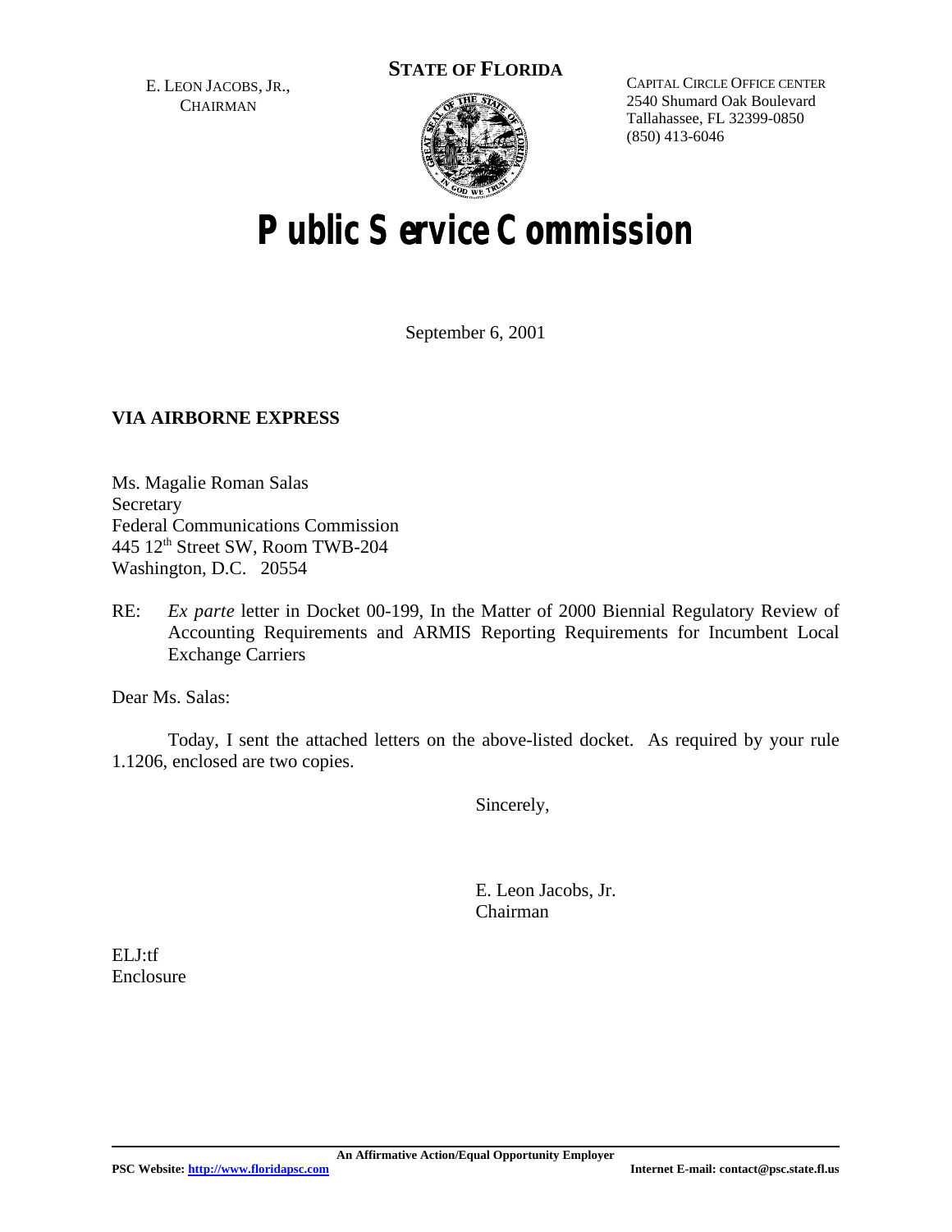E. LEON JACOBS, JR.,
CHAIRMAN

**STATE OF FLORIDA**

CAPITAL CIRCLE OFFICE CENTER
2540 Shumard Oak Boulevard
Tallahassee, FL 32399-0850
(850) 413-6046

# Public Service Commission

September 6, 2001

**VIA AIRBORNE EXPRESS**

Ms. Magalie Roman Salas
Secretary
Federal Communications Commission
445 12th Street SW, Room TWB-204
Washington, D.C. 20554

RE: *Ex parte* letter in Docket 00-199, In the Matter of 2000 Biennial Regulatory Review of Accounting Requirements and ARMIS Reporting Requirements for Incumbent Local Exchange Carriers

Dear Ms. Salas:

Today, I sent the attached letters on the above-listed docket. As required by your rule 1.1206, enclosed are two copies.

Sincerely,

E. Leon Jacobs, Jr.
Chairman

ELJ:tf
Enclosure

An Affirmative Action/Equal Opportunity Employer

PSC Website: http://www.floridapsc.com Internet E-mail: contact@psc.state.fl.us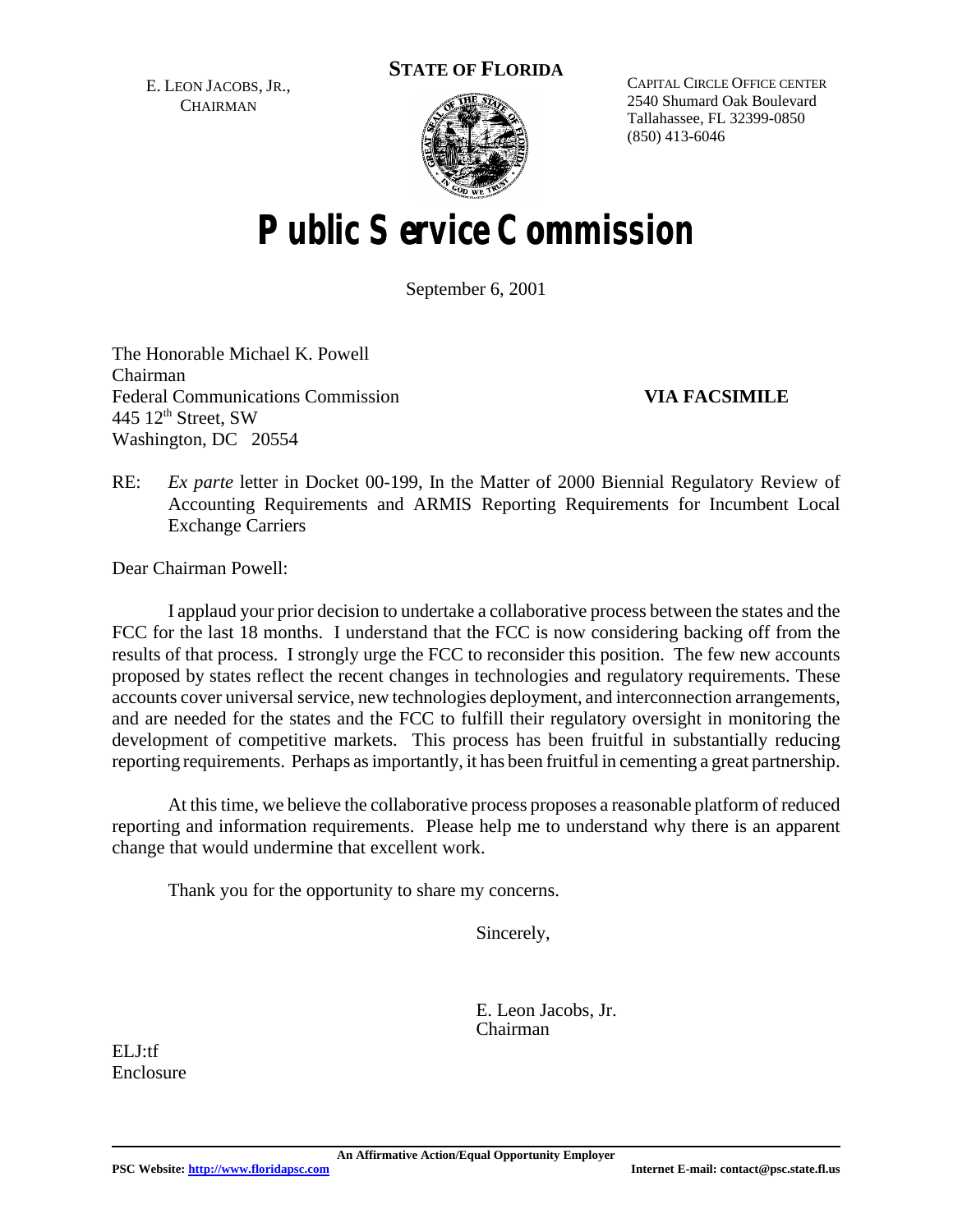E. LEON JACOBS, JR.,
CHAIRMAN

**STATE OF FLORIDA**

CAPITAL CIRCLE OFFICE CENTER
2540 Shumard Oak Boulevard
Tallahassee, FL 32399-0850
(850) 413-6046

# Public Service Commission

September 6, 2001

The Honorable Michael K. Powell
Chairman
Federal Communications Commission
445 12th Street, SW
Washington, DC 20554

**VIA FACSIMILE**

RE: *Ex parte* letter in Docket 00-199, In the Matter of 2000 Biennial Regulatory Review of Accounting Requirements and ARMIS Reporting Requirements for Incumbent Local Exchange Carriers

Dear Chairman Powell:

I applaud your prior decision to undertake a collaborative process between the states and the FCC for the last 18 months. I understand that the FCC is now considering backing off from the results of that process. I strongly urge the FCC to reconsider this position. The few new accounts proposed by states reflect the recent changes in technologies and regulatory requirements. These accounts cover universal service, new technologies deployment, and interconnection arrangements, and are needed for the states and the FCC to fulfill their regulatory oversight in monitoring the development of competitive markets. This process has been fruitful in substantially reducing reporting requirements. Perhaps as importantly, it has been fruitful in cementing a great partnership.

At this time, we believe the collaborative process proposes a reasonable platform of reduced reporting and information requirements. Please help me to understand why there is an apparent change that would undermine that excellent work.

Thank you for the opportunity to share my concerns.

Sincerely,

E. Leon Jacobs, Jr.
Chairman

ELJ:tf
Enclosure

An Affirmative Action/Equal Opportunity Employer

**PSC Website: http://www.floridapsc.com** **Internet E-mail: contact@psc.state.fl.us**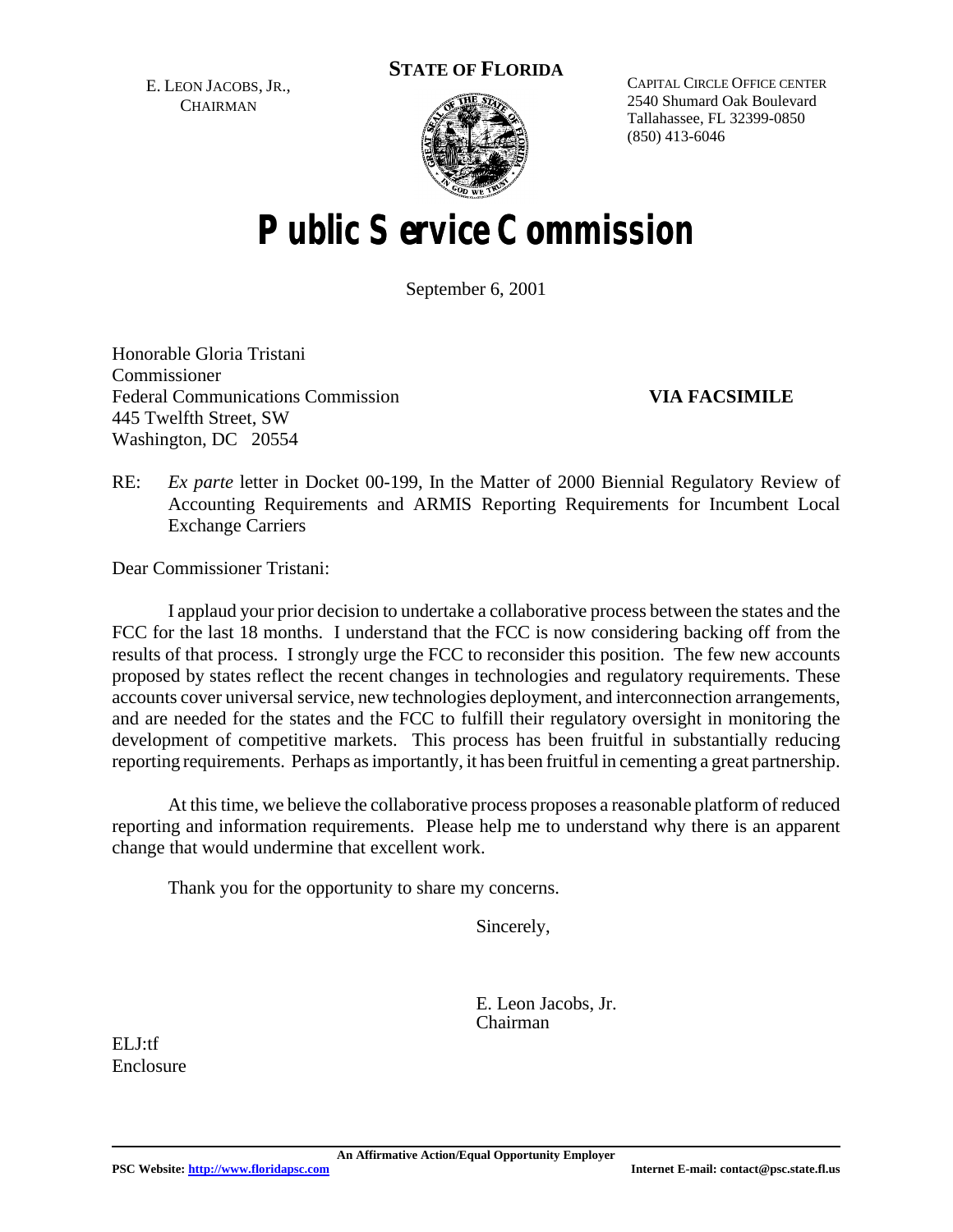E. LEON JACOBS, JR.,
CHAIRMAN

**STATE OF FLORIDA**

CAPITAL CIRCLE OFFICE CENTER
2540 Shumard Oak Boulevard
Tallahassee, FL 32399-0850
(850) 413-6046

# Public Service Commission

September 6, 2001

Honorable Gloria Tristani
Commissioner
Federal Communications Commission
445 Twelfth Street, SW
Washington, DC 20554

**VIA FACSIMILE**

RE: *Ex parte* letter in Docket 00-199, In the Matter of 2000 Biennial Regulatory Review of Accounting Requirements and ARMIS Reporting Requirements for Incumbent Local Exchange Carriers

Dear Commissioner Tristani:

I applaud your prior decision to undertake a collaborative process between the states and the FCC for the last 18 months. I understand that the FCC is now considering backing off from the results of that process. I strongly urge the FCC to reconsider this position. The few new accounts proposed by states reflect the recent changes in technologies and regulatory requirements. These accounts cover universal service, new technologies deployment, and interconnection arrangements, and are needed for the states and the FCC to fulfill their regulatory oversight in monitoring the development of competitive markets. This process has been fruitful in substantially reducing reporting requirements. Perhaps as importantly, it has been fruitful in cementing a great partnership.

At this time, we believe the collaborative process proposes a reasonable platform of reduced reporting and information requirements. Please help me to understand why there is an apparent change that would undermine that excellent work.

Thank you for the opportunity to share my concerns.

Sincerely,

E. Leon Jacobs, Jr.
Chairman

ELJ:tf
Enclosure

An Affirmative Action/Equal Opportunity Employer

**PSC Website: http://www.floridapsc.com** **Internet E-mail: contact@psc.state.fl.us**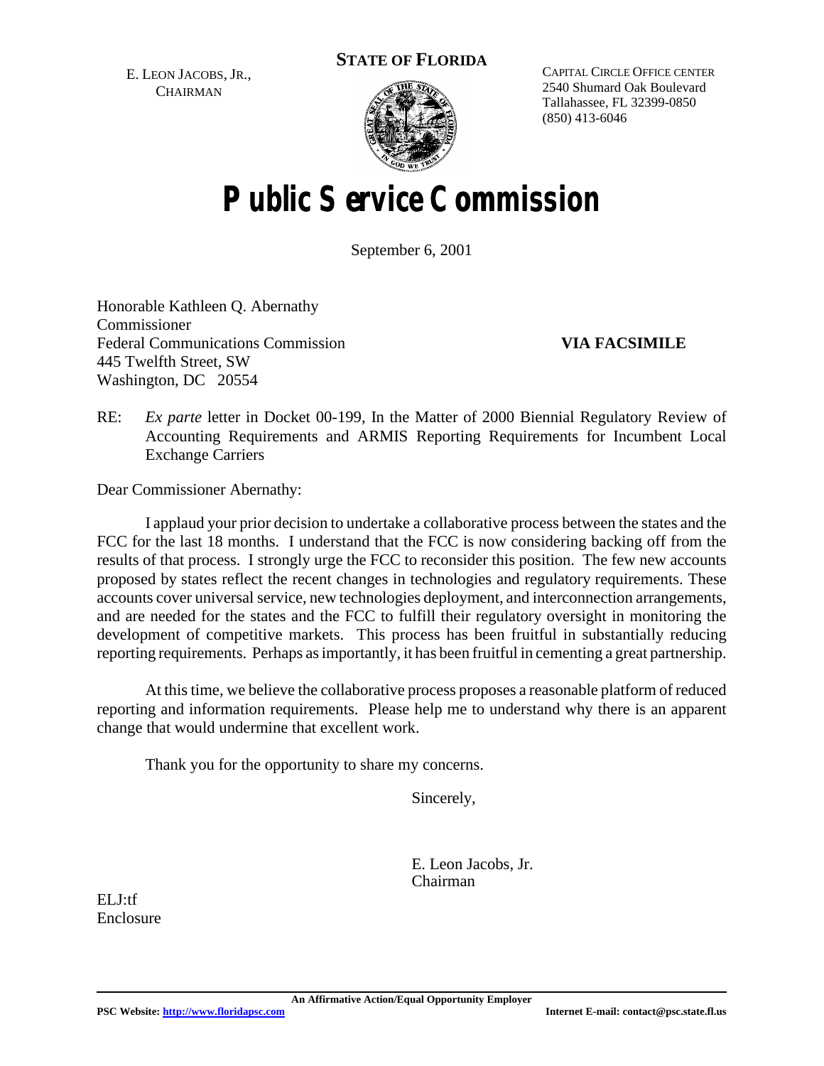E. LEON JACOBS, JR.,
CHAIRMAN

**STATE OF FLORIDA**

CAPITAL CIRCLE OFFICE CENTER
2540 Shumard Oak Boulevard
Tallahassee, FL 32399-0850
(850) 413-6046

# Public Service Commission

September 6, 2001

Honorable Kathleen Q. Abernathy
Commissioner
Federal Communications Commission
445 Twelfth Street, SW
Washington, DC 20554

**VIA FACSIMILE**

RE: *Ex parte* letter in Docket 00-199, In the Matter of 2000 Biennial Regulatory Review of Accounting Requirements and ARMIS Reporting Requirements for Incumbent Local Exchange Carriers

Dear Commissioner Abernathy:

I applaud your prior decision to undertake a collaborative process between the states and the FCC for the last 18 months. I understand that the FCC is now considering backing off from the results of that process. I strongly urge the FCC to reconsider this position. The few new accounts proposed by states reflect the recent changes in technologies and regulatory requirements. These accounts cover universal service, new technologies deployment, and interconnection arrangements, and are needed for the states and the FCC to fulfill their regulatory oversight in monitoring the development of competitive markets. This process has been fruitful in substantially reducing reporting requirements. Perhaps as importantly, it has been fruitful in cementing a great partnership.

At this time, we believe the collaborative process proposes a reasonable platform of reduced reporting and information requirements. Please help me to understand why there is an apparent change that would undermine that excellent work.

Thank you for the opportunity to share my concerns.

Sincerely,

E. Leon Jacobs, Jr.
Chairman

ELJ:tf
Enclosure

An Affirmative Action/Equal Opportunity Employer

PSC Website: http://www.floridapsc.com Internet E-mail: contact@psc.state.fl.us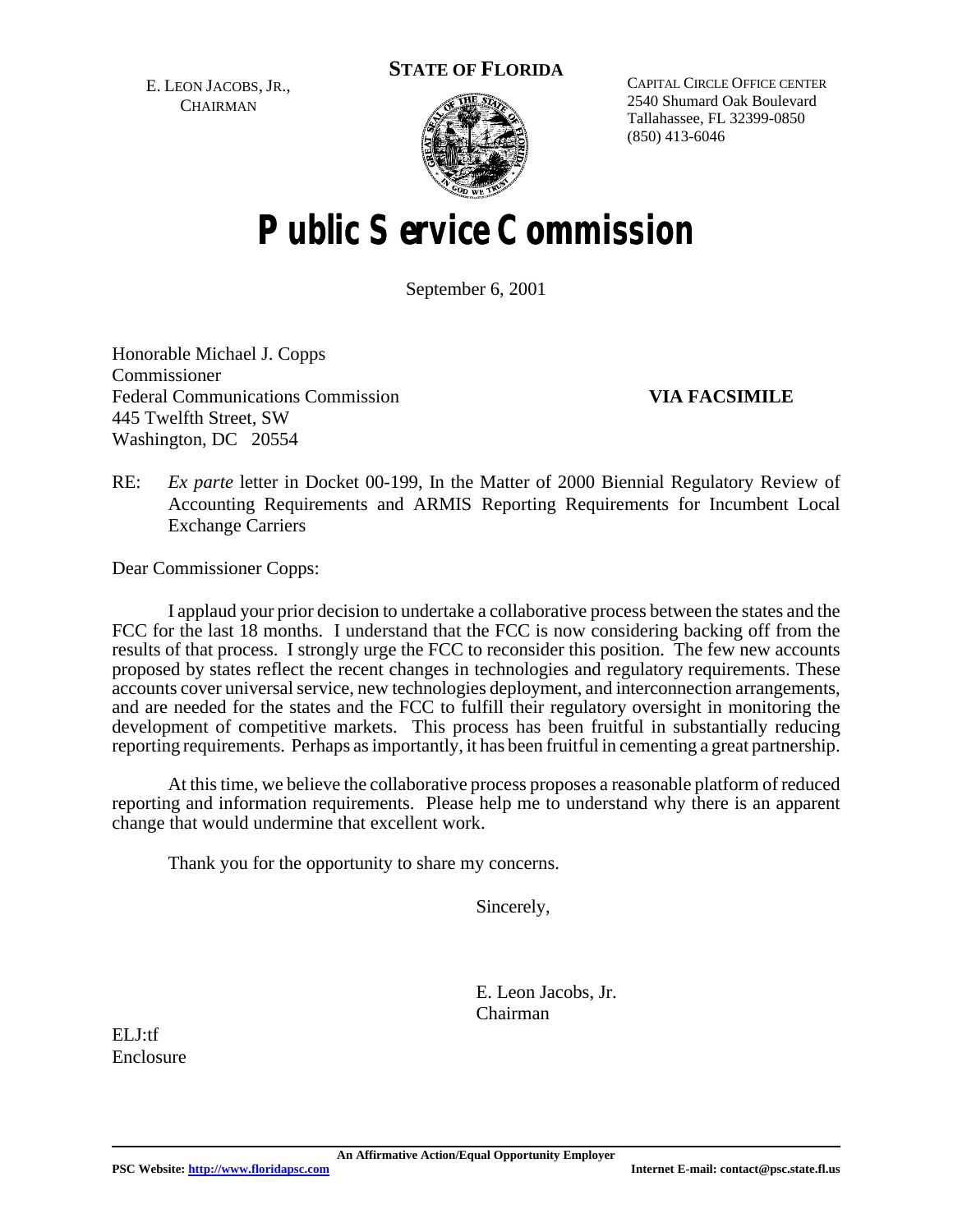E. LEON JACOBS, JR.,
CHAIRMAN

**STATE OF FLORIDA**

CAPITAL CIRCLE OFFICE CENTER
2540 Shumard Oak Boulevard
Tallahassee, FL 32399-0850
(850) 413-6046

# Public Service Commission

September 6, 2001

Honorable Michael J. Copps
Commissioner
Federal Communications Commission
445 Twelfth Street, SW
Washington, DC 20554

**VIA FACSIMILE**

RE: *Ex parte* letter in Docket 00-199, In the Matter of 2000 Biennial Regulatory Review of Accounting Requirements and ARMIS Reporting Requirements for Incumbent Local Exchange Carriers

Dear Commissioner Copps:

I applaud your prior decision to undertake a collaborative process between the states and the FCC for the last 18 months. I understand that the FCC is now considering backing off from the results of that process. I strongly urge the FCC to reconsider this position. The few new accounts proposed by states reflect the recent changes in technologies and regulatory requirements. These accounts cover universal service, new technologies deployment, and interconnection arrangements, and are needed for the states and the FCC to fulfill their regulatory oversight in monitoring the development of competitive markets. This process has been fruitful in substantially reducing reporting requirements. Perhaps as importantly, it has been fruitful in cementing a great partnership.

At this time, we believe the collaborative process proposes a reasonable platform of reduced reporting and information requirements. Please help me to understand why there is an apparent change that would undermine that excellent work.

Thank you for the opportunity to share my concerns.

Sincerely,

E. Leon Jacobs, Jr.
Chairman

ELJ:tf
Enclosure

An Affirmative Action/Equal Opportunity Employer

PSC Website: http://www.floridapsc.com Internet E-mail: contact@psc.state.fl.us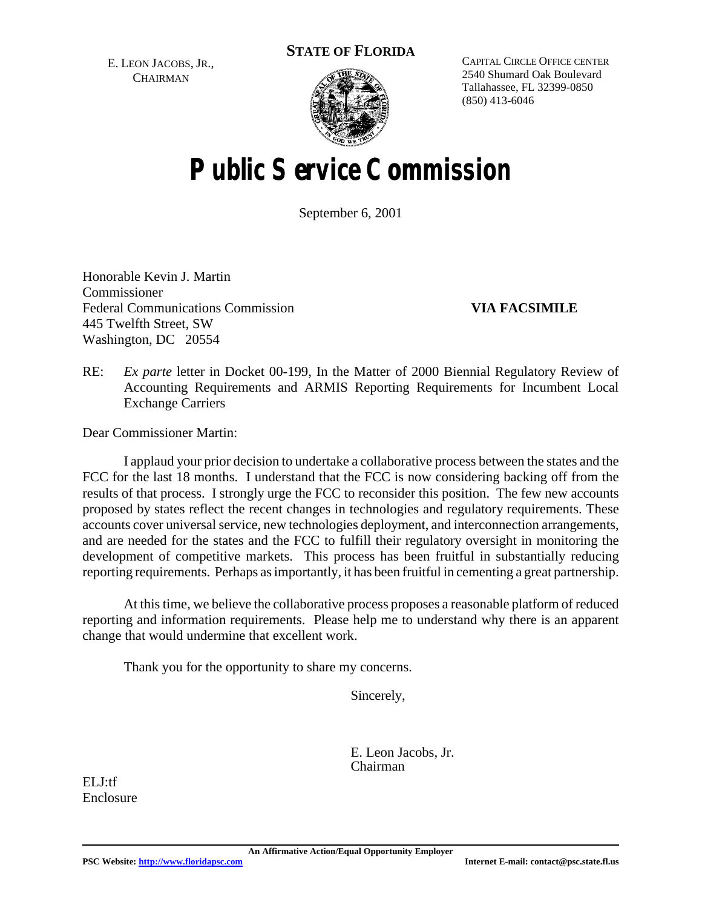E. LEON JACOBS, JR.,
CHAIRMAN

**STATE OF FLORIDA**

CAPITAL CIRCLE OFFICE CENTER
2540 Shumard Oak Boulevard
Tallahassee, FL 32399-0850
(850) 413-6046

# Public Service Commission

September 6, 2001

Honorable Kevin J. Martin
Commissioner
Federal Communications Commission
445 Twelfth Street, SW
Washington, DC 20554

**VIA FACSIMILE**

RE: *Ex parte* letter in Docket 00-199, In the Matter of 2000 Biennial Regulatory Review of Accounting Requirements and ARMIS Reporting Requirements for Incumbent Local Exchange Carriers

Dear Commissioner Martin:

I applaud your prior decision to undertake a collaborative process between the states and the FCC for the last 18 months. I understand that the FCC is now considering backing off from the results of that process. I strongly urge the FCC to reconsider this position. The few new accounts proposed by states reflect the recent changes in technologies and regulatory requirements. These accounts cover universal service, new technologies deployment, and interconnection arrangements, and are needed for the states and the FCC to fulfill their regulatory oversight in monitoring the development of competitive markets. This process has been fruitful in substantially reducing reporting requirements. Perhaps as importantly, it has been fruitful in cementing a great partnership.

At this time, we believe the collaborative process proposes a reasonable platform of reduced reporting and information requirements. Please help me to understand why there is an apparent change that would undermine that excellent work.

Thank you for the opportunity to share my concerns.

Sincerely,

E. Leon Jacobs, Jr.
Chairman

ELJ:tf
Enclosure

**An Affirmative Action/Equal Opportunity Employer**

**PSC Website: http://www.floridapsc.com** **Internet E-mail: contact@psc.state.fl.us**